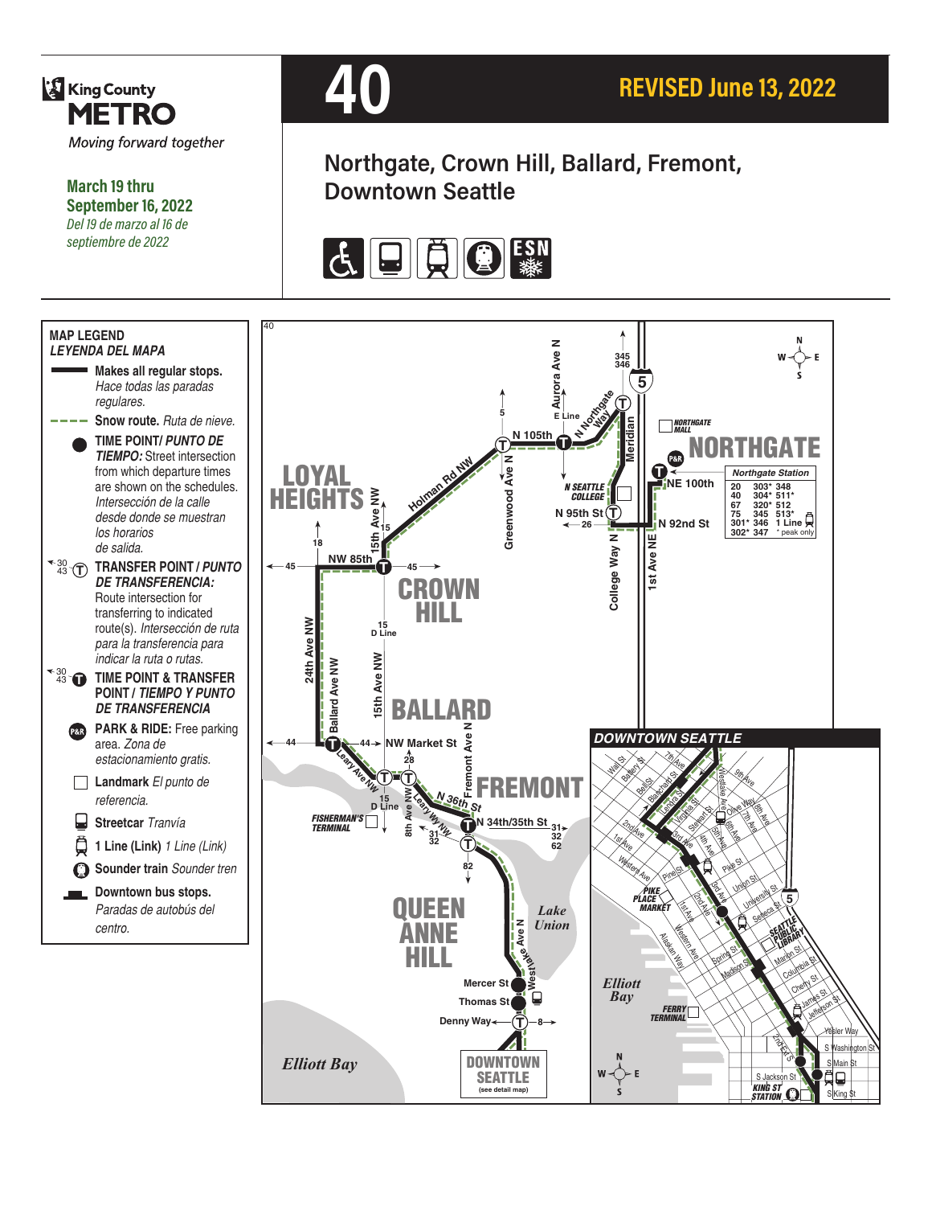King County
# METRO
*Moving forward together*

**March 19 thru September 16, 2022**
*Del 19 de marzo al 16 de septiembre de 2022*

# 40

**REVISED June 13, 2022**

## Northgate, Crown Hill, Ballard, Fremont, Downtown Seattle

ESN

### MAP LEGEND
*LEYENDA DEL MAPA*

- **Makes all regular stops.** *Hace todas las paradas regulares.*
- **Snow route.** *Ruta de nieve.*
- **TIME POINT/** ***PUNTO DE TIEMPO:*** Street intersection from which departure times are shown on the schedules. *Intersección de la calle desde donde se muestran los horarios de salida.*
- **TRANSFER POINT /** ***PUNTO DE TRANSFERENCIA:*** Route intersection for transferring to indicated route(s). *Intersección de ruta para la transferencia para indicar la ruta o rutas.*
- **TIME POINT & TRANSFER POINT /** ***TIEMPO Y PUNTO DE TRANSFERENCIA***
- **PARK & RIDE:** Free parking area. *Zona de estacionamiento gratis.*
- **Landmark** *El punto de referencia.*
- **Streetcar** *Tranvía*
- **1 Line (Link)** *1 Line (Link)*
- **Sounder train** *Sounder tren*
- **Downtown bus stops.** *Paradas de autobús del centro.*

**Northgate Station**

| | | |
|---|---|---|
| 20 | 303* | 348 |
| 40 | 304* | 511* |
| 67 | 320* | 512 |
| 75 | 345 | 513* |
| 301* | 346 | 1 Line |
| 302* | 347 | * peak only |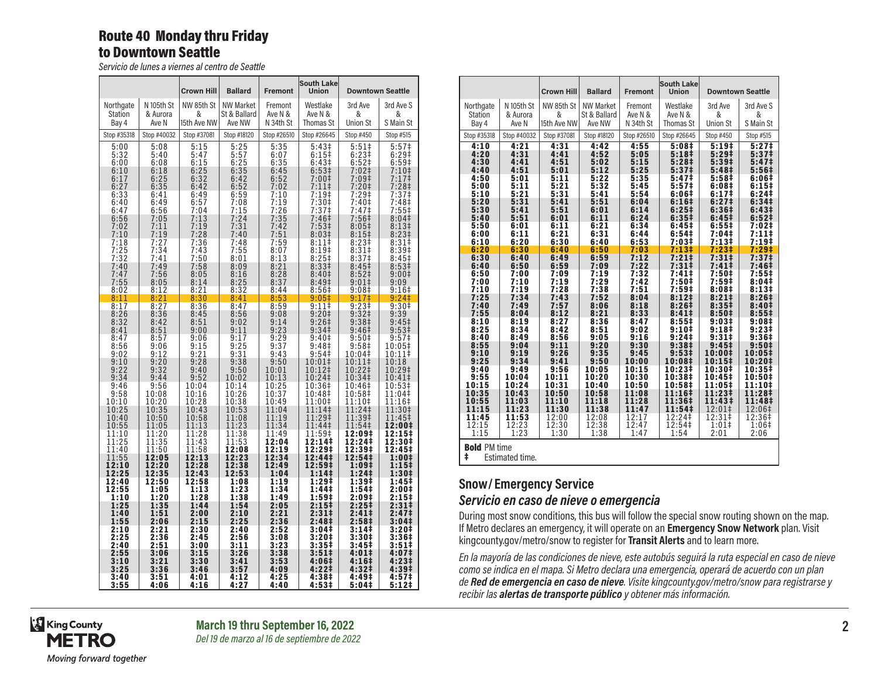## Route 40 Monday thru Friday to Downtown Seattle

*Servicio de lunes a viernes al centro de Seattle*

| | | Crown Hill | Ballard | Fremont | South Lake Union | Downtown Seattle | |
|---|---|---|---|---|---|---|---|
| Northgate Station Bay 4 | N 105th St & Aurora Ave N | NW 85th St & 15th Ave NW | NW Market St & Ballard Ave NW | Fremont Ave N & N 34th St | Westlake Ave N & Thomas St | 3rd Ave & Union St | 3rd Ave S & S Main St |
| Stop #35318 | Stop #40032 | Stop #37081 | Stop #18120 | Stop #26510 | Stop #26645 | Stop #450 | Stop #515 |
| 5:00 | 5:08 | 5:15 | 5:25 | 5:35 | 5:43‡ | 5:51‡ | 5:57‡ |
| 5:32 | 5:40 | 5:47 | 5:57 | 6:07 | 6:15‡ | 6:23‡ | 6:29‡ |
| 6:00 | 6:08 | 6:15 | 6:25 | 6:35 | 6:43‡ | 6:52‡ | 6:59‡ |
| 6:10 | 6:18 | 6:25 | 6:35 | 6:45 | 6:53‡ | 7:02‡ | 7:10‡ |
| 6:17 | 6:25 | 6:32 | 6:42 | 6:52 | 7:00‡ | 7:09‡ | 7:17‡ |
| 6:27 | 6:35 | 6:42 | 6:52 | 7:02 | 7:11‡ | 7:20‡ | 7:28‡ |
| 6:33 | 6:41 | 6:49 | 6:59 | 7:10 | 7:19‡ | 7:29‡ | 7:37‡ |
| 6:40 | 6:49 | 6:57 | 7:08 | 7:19 | 7:30‡ | 7:40‡ | 7:48‡ |
| 6:47 | 6:56 | 7:04 | 7:15 | 7:26 | 7:37‡ | 7:47‡ | 7:55‡ |
| 6:56 | 7:05 | 7:13 | 7:24 | 7:35 | 7:46‡ | 7:56‡ | 8:04‡ |
| 7:02 | 7:11 | 7:19 | 7:31 | 7:42 | 7:53‡ | 8:05‡ | 8:13‡ |
| 7:10 | 7:19 | 7:28 | 7:40 | 7:51 | 8:03‡ | 8:15‡ | 8:23‡ |
| 7:18 | 7:27 | 7:36 | 7:48 | 7:59 | 8:11‡ | 8:23‡ | 8:31‡ |
| 7:25 | 7:34 | 7:43 | 7:55 | 8:07 | 8:19‡ | 8:31‡ | 8:39‡ |
| 7:32 | 7:41 | 7:50 | 8:01 | 8:13 | 8:25‡ | 8:37‡ | 8:45‡ |
| 7:40 | 7:49 | 7:58 | 8:09 | 8:21 | 8:33‡ | 8:45‡ | 8:53‡ |
| 7:47 | 7:56 | 8:05 | 8:16 | 8:28 | 8:40‡ | 8:52‡ | 9:00‡ |
| 7:55 | 8:05 | 8:14 | 8:25 | 8:37 | 8:49‡ | 9:01‡ | 9:09 |
| 8:02 | 8:12 | 8:21 | 8:32 | 8:44 | 8:56‡ | 9:08‡ | 9:16‡ |
| 8:11 | 8:21 | 8:30 | 8:41 | 8:53 | 9:05‡ | 9:17‡ | 9:24‡ |
| 8:17 | 8:27 | 8:36 | 8:47 | 8:59 | 9:11‡ | 9:23‡ | 9:30‡ |
| 8:26 | 8:36 | 8:45 | 8:56 | 9:08 | 9:20‡ | 9:32‡ | 9:39 |
| 8:32 | 8:42 | 8:51 | 9:02 | 9:14 | 9:26‡ | 9:38‡ | 9:45‡ |
| 8:41 | 8:51 | 9:00 | 9:11 | 9:23 | 9:34‡ | 9:46‡ | 9:53‡ |
| 8:47 | 8:57 | 9:06 | 9:17 | 9:29 | 9:40‡ | 9:50‡ | 9:57‡ |
| 8:56 | 9:06 | 9:15 | 9:25 | 9:37 | 9:48‡ | 9:58‡ | 10:05‡ |
| 9:02 | 9:12 | 9:21 | 9:31 | 9:43 | 9:54‡ | 10:04‡ | 10:11‡ |
| 9:10 | 9:20 | 9:28 | 9:38 | 9:50 | 10:01‡ | 10:11‡ | 10:18 |
| 9:22 | 9:32 | 9:40 | 9:50 | 10:01 | 10:12‡ | 10:22‡ | 10:29‡ |
| 9:34 | 9:44 | 9:52 | 10:02 | 10:13 | 10:24‡ | 10:34‡ | 10:41‡ |
| 9:46 | 9:56 | 10:04 | 10:14 | 10:25 | 10:36‡ | 10:46‡ | 10:53‡ |
| 9:58 | 10:08 | 10:16 | 10:26 | 10:37 | 10:48‡ | 10:58‡ | 11:04‡ |
| 10:10 | 10:20 | 10:28 | 10:38 | 10:49 | 11:00‡ | 11:10‡ | 11:16‡ |
| 10:25 | 10:35 | 10:43 | 10:53 | 11:04 | 11:14‡ | 11:24‡ | 11:30‡ |
| 10:40 | 10:50 | 10:58 | 11:08 | 11:19 | 11:29‡ | 11:39‡ | 11:45‡ |
| 10:55 | 11:05 | 11:13 | 11:23 | 11:34 | 11:44‡ | 11:54‡ | **12:00‡** |
| 11:10 | 11:20 | 11:28 | 11:38 | 11:49 | 11:59‡ | **12:09‡** | **12:15‡** |
| 11:25 | 11:35 | 11:43 | 11:53 | **12:04** | **12:14‡** | **12:24‡** | **12:30‡** |
| 11:40 | 11:50 | 11:58 | **12:08** | **12:19** | **12:29‡** | **12:39‡** | **12:45‡** |
| 11:55 | **12:05** | **12:13** | **12:23** | **12:34** | **12:44‡** | **12:54‡** | **1:00‡** |
| **12:10** | **12:20** | **12:28** | **12:38** | **12:49** | **12:59‡** | **1:09‡** | **1:15‡** |
| **12:25** | **12:35** | **12:43** | **12:53** | **1:04** | **1:14‡** | **1:24‡** | **1:30‡** |
| **12:40** | **12:50** | **12:58** | **1:08** | **1:19** | **1:29‡** | **1:39‡** | **1:45‡** |
| **12:55** | **1:05** | **1:13** | **1:23** | **1:34** | **1:44‡** | **1:54‡** | **2:00‡** |
| **1:10** | **1:20** | **1:28** | **1:38** | **1:49** | **1:59‡** | **2:09‡** | **2:15‡** |
| **1:25** | **1:35** | **1:44** | **1:54** | **2:05** | **2:15‡** | **2:25‡** | **2:31‡** |
| **1:40** | **1:51** | **2:00** | **2:10** | **2:21** | **2:31‡** | **2:41‡** | **2:47‡** |
| **1:55** | **2:06** | **2:15** | **2:25** | **2:36** | **2:48‡** | **2:58‡** | **3:04‡** |
| **2:10** | **2:21** | **2:30** | **2:40** | **2:52** | **3:04‡** | **3:14‡** | **3:20‡** |
| **2:25** | **2:36** | **2:45** | **2:56** | **3:08** | **3:20‡** | **3:30‡** | **3:36‡** |
| **2:40** | **2:51** | **3:00** | **3:11** | **3:23** | **3:35‡** | **3:45‡** | **3:51‡** |
| **2:55** | **3:06** | **3:15** | **3:26** | **3:38** | **3:51‡** | **4:01‡** | **4:07‡** |
| **3:10** | **3:21** | **3:30** | **3:41** | **3:53** | **4:06‡** | **4:16‡** | **4:23‡** |
| **3:25** | **3:36** | **3:46** | **3:57** | **4:09** | **4:22‡** | **4:32‡** | **4:39‡** |
| **3:40** | **3:51** | **4:01** | **4:12** | **4:25** | **4:38‡** | **4:49‡** | **4:57‡** |
| **3:55** | **4:06** | **4:16** | **4:27** | **4:40** | **4:53‡** | **5:04‡** | **5:12‡** |
| **4:10** | **4:21** | **4:31** | **4:42** | **4:55** | **5:08‡** | **5:19‡** | **5:27‡** |
| **4:20** | **4:31** | **4:41** | **4:52** | **5:05** | **5:18‡** | **5:29‡** | **5:37‡** |
| **4:30** | **4:41** | **4:51** | **5:02** | **5:15** | **5:28‡** | **5:39‡** | **5:47‡** |
| **4:40** | **4:51** | **5:01** | **5:12** | **5:25** | **5:37‡** | **5:48‡** | **5:56‡** |
| **4:50** | **5:01** | **5:11** | **5:22** | **5:35** | **5:47‡** | **5:58‡** | **6:06‡** |
| **5:00** | **5:11** | **5:21** | **5:32** | **5:45** | **5:57‡** | **6:08‡** | **6:15‡** |
| **5:10** | **5:21** | **5:31** | **5:41** | **5:54** | **6:06‡** | **6:17‡** | **6:24‡** |
| **5:20** | **5:31** | **5:41** | **5:51** | **6:04** | **6:16‡** | **6:27‡** | **6:34‡** |
| **5:30** | **5:41** | **5:51** | **6:01** | **6:14** | **6:25‡** | **6:36‡** | **6:43‡** |
| **5:40** | **5:51** | **6:01** | **6:11** | **6:24** | **6:35‡** | **6:45‡** | **6:52‡** |
| **5:50** | **6:01** | **6:11** | **6:21** | **6:34** | **6:45‡** | **6:55‡** | **7:02‡** |
| **6:00** | **6:11** | **6:21** | **6:31** | **6:44** | **6:54‡** | **7:04‡** | **7:11‡** |
| **6:10** | **6:20** | **6:30** | **6:40** | **6:53** | **7:03‡** | **7:13‡** | **7:19‡** |
| **6:20** | **6:30** | **6:40** | **6:50** | **7:03** | **7:13‡** | **7:23‡** | **7:29‡** |
| **6:30** | **6:40** | **6:49** | **6:59** | **7:12** | **7:21‡** | **7:31‡** | **7:37‡** |
| **6:40** | **6:50** | **6:59** | **7:09** | **7:22** | **7:31‡** | **7:41‡** | **7:46‡** |
| **6:50** | **7:00** | **7:09** | **7:19** | **7:32** | **7:41‡** | **7:50‡** | **7:55‡** |
| **7:00** | **7:10** | **7:19** | **7:29** | **7:42** | **7:50‡** | **7:59‡** | **8:04‡** |
| **7:10** | **7:19** | **7:28** | **7:38** | **7:51** | **7:59‡** | **8:08‡** | **8:13‡** |
| **7:25** | **7:34** | **7:43** | **7:52** | **8:04** | **8:12‡** | **8:21‡** | **8:26‡** |
| **7:40** | **7:49** | **7:57** | **8:06** | **8:18** | **8:26‡** | **8:35‡** | **8:40‡** |
| **7:55** | **8:04** | **8:12** | **8:21** | **8:33** | **8:41‡** | **8:50‡** | **8:55‡** |
| **8:10** | **8:19** | **8:27** | **8:36** | **8:47** | **8:55‡** | **9:03‡** | **9:08‡** |
| **8:25** | **8:34** | **8:42** | **8:51** | **9:02** | **9:10‡** | **9:18‡** | **9:23‡** |
| **8:40** | **8:49** | **8:56** | **9:05** | **9:16** | **9:24‡** | **9:31‡** | **9:36‡** |
| **8:55** | **9:04** | **9:11** | **9:20** | **9:30** | **9:38‡** | **9:45‡** | **9:50‡** |
| **9:10** | **9:19** | **9:26** | **9:35** | **9:45** | **9:53‡** | **10:00‡** | **10:05‡** |
| **9:25** | **9:34** | **9:41** | **9:50** | **10:00** | **10:08‡** | **10:15‡** | **10:20‡** |
| **9:40** | **9:49** | **9:56** | **10:05** | **10:15** | **10:23‡** | **10:30‡** | **10:35‡** |
| **9:55** | **10:04** | **10:11** | **10:20** | **10:30** | **10:38‡** | **10:45‡** | **10:50‡** |
| **10:15** | **10:24** | **10:31** | **10:40** | **10:50** | **10:58‡** | **11:05‡** | **11:10‡** |
| **10:35** | **10:43** | **10:50** | **10:58** | **11:08** | **11:16‡** | **11:23‡** | **11:28‡** |
| **10:55** | **11:03** | **11:10** | **11:18** | **11:28** | **11:36‡** | **11:43‡** | **11:48‡** |
| **11:15** | **11:23** | **11:30** | **11:38** | **11:47** | **11:54‡** | 12:01‡ | 12:06‡ |
| **11:45** | **11:53** | 12:00 | 12:08 | 12:17 | 12:24‡ | 12:31‡ | 12:36‡ |
| 12:15 | 12:23 | 12:30 | 12:38 | 12:47 | 12:54‡ | 1:01‡ | 1:06‡ |
| 1:15 | 1:23 | 1:30 | 1:38 | 1:47 | 1:54 | 2:01 | 2:06 |

**Bold** PM time

‡ Estimated time.

## Snow/ Emergency Service

### *Servicio en caso de nieve o emergencia*

During most snow conditions, this bus will follow the special snow routing shown on the map. If Metro declares an emergency, it will operate on an **Emergency Snow Network** plan. Visit kingcounty.gov/metro/snow to register for **Transit Alerts** and to learn more.

*En la mayoría de las condiciones de nieve, este autobús seguirá la ruta especial en caso de nieve como se indica en el mapa. Si Metro declara una emergencia, operará de acuerdo con un plan de* ***Red de emergencia en caso de nieve****. Visite kingcounty.gov/metro/snow para registrarse y recibir las* ***alertas de transporte público*** *y obtener más información.*

King County METRO — Moving forward together

**March 19 thru September 16, 2022**

*Del 19 de marzo al 16 de septiembre de 2022*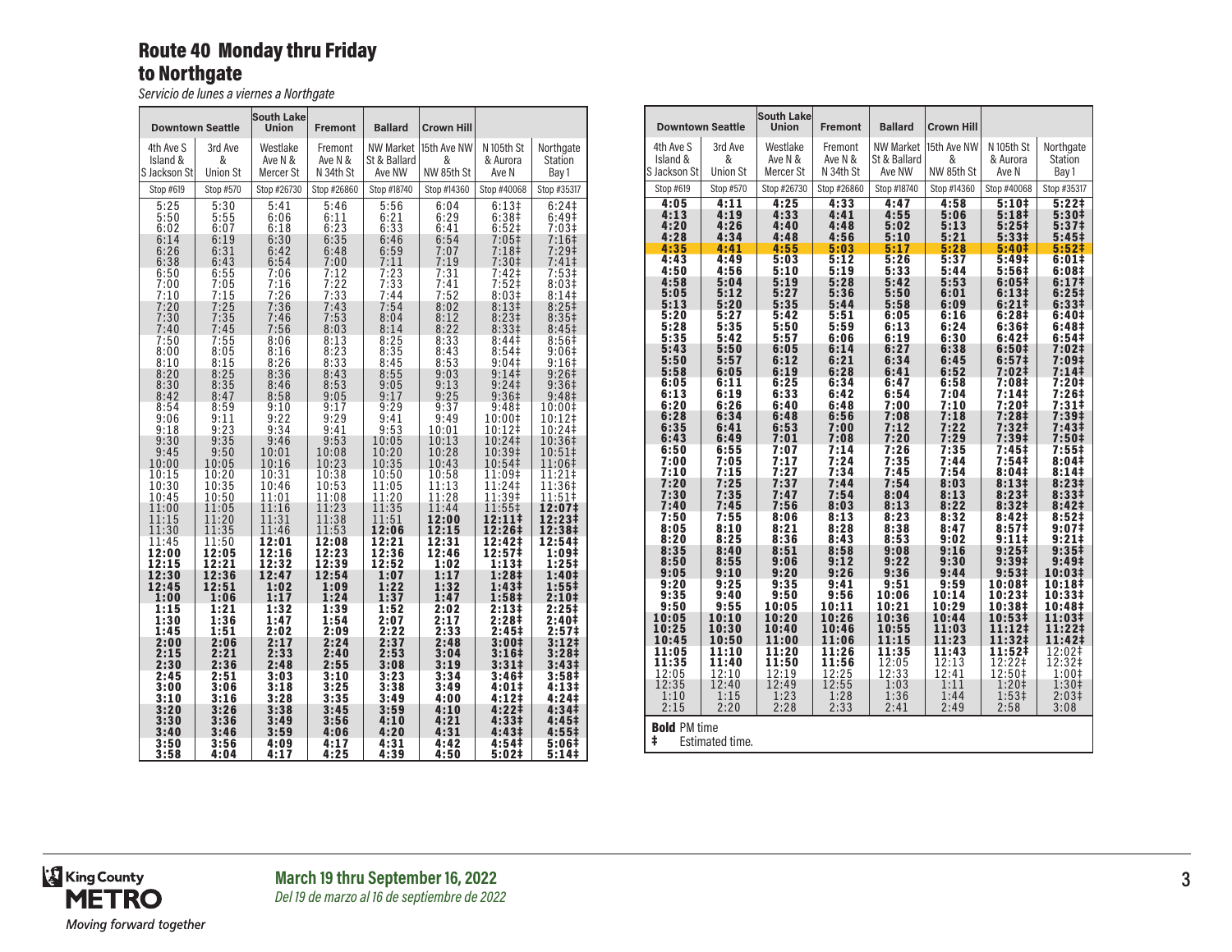# Route 40 Monday thru Friday to Northgate

*Servicio de lunes a viernes a Northgate*

| Downtown Seattle | | South Lake Union | Fremont | Ballard | Crown Hill | | |
|---|---|---|---|---|---|---|---|
| 4th Ave S Island & S Jackson St | 3rd Ave & Union St | Westlake Ave N & Mercer St | Fremont Ave N & N 34th St | NW Market St & Ballard Ave NW | 15th Ave NW & NW 85th St | N 105th St & Aurora Ave N | Northgate Station Bay 1 |
| Stop #619 | Stop #570 | Stop #26730 | Stop #26860 | Stop #18740 | Stop #14360 | Stop #40068 | Stop #35317 |
| 5:25 | 5:30 | 5:41 | 5:46 | 5:56 | 6:04 | 6:13‡ | 6:24‡ |
| 5:50 | 5:55 | 6:06 | 6:11 | 6:21 | 6:29 | 6:38‡ | 6:49‡ |
| 6:02 | 6:07 | 6:18 | 6:23 | 6:33 | 6:41 | 6:52‡ | 7:03‡ |
| 6:14 | 6:19 | 6:30 | 6:35 | 6:46 | 6:54 | 7:05‡ | 7:16‡ |
| 6:26 | 6:31 | 6:42 | 6:48 | 6:59 | 7:07 | 7:18‡ | 7:29‡ |
| 6:38 | 6:43 | 6:54 | 7:00 | 7:11 | 7:19 | 7:30‡ | 7:41‡ |
| 6:50 | 6:55 | 7:06 | 7:12 | 7:23 | 7:31 | 7:42‡ | 7:53‡ |
| 7:00 | 7:05 | 7:16 | 7:22 | 7:33 | 7:41 | 7:52‡ | 8:03‡ |
| 7:10 | 7:15 | 7:26 | 7:33 | 7:44 | 7:52 | 8:03‡ | 8:14‡ |
| 7:20 | 7:25 | 7:36 | 7:43 | 7:54 | 8:02 | 8:13‡ | 8:25‡ |
| 7:30 | 7:35 | 7:46 | 7:53 | 8:04 | 8:12 | 8:23‡ | 8:35‡ |
| 7:40 | 7:45 | 7:56 | 8:03 | 8:14 | 8:22 | 8:33‡ | 8:45‡ |
| 7:50 | 7:55 | 8:06 | 8:13 | 8:25 | 8:33 | 8:44‡ | 8:56‡ |
| 8:00 | 8:05 | 8:16 | 8:23 | 8:35 | 8:43 | 8:54‡ | 9:06‡ |
| 8:10 | 8:15 | 8:26 | 8:33 | 8:45 | 8:53 | 9:04‡ | 9:16‡ |
| 8:20 | 8:25 | 8:36 | 8:43 | 8:55 | 9:03 | 9:14‡ | 9:26‡ |
| 8:30 | 8:35 | 8:46 | 8:53 | 9:05 | 9:13 | 9:24‡ | 9:36‡ |
| 8:42 | 8:47 | 8:58 | 9:05 | 9:17 | 9:25 | 9:36‡ | 9:48‡ |
| 8:54 | 8:59 | 9:10 | 9:17 | 9:29 | 9:37 | 9:48‡ | 10:00‡ |
| 9:06 | 9:11 | 9:22 | 9:29 | 9:41 | 9:49 | 10:00‡ | 10:12‡ |
| 9:18 | 9:23 | 9:34 | 9:41 | 9:53 | 10:01 | 10:12‡ | 10:24‡ |
| 9:30 | 9:35 | 9:46 | 9:53 | 10:05 | 10:13 | 10:24‡ | 10:36‡ |
| 9:45 | 9:50 | 10:01 | 10:08 | 10:20 | 10:28 | 10:39‡ | 10:51‡ |
| 10:00 | 10:05 | 10:16 | 10:23 | 10:35 | 10:43 | 10:54‡ | 11:06‡ |
| 10:15 | 10:20 | 10:31 | 10:38 | 10:50 | 10:58 | 11:09‡ | 11:21‡ |
| 10:30 | 10:35 | 10:46 | 10:53 | 11:05 | 11:13 | 11:24‡ | 11:36‡ |
| 10:45 | 10:50 | 11:01 | 11:08 | 11:20 | 11:28 | 11:39‡ | 11:51‡ |
| 11:00 | 11:05 | 11:16 | 11:23 | 11:35 | 11:44 | 11:55‡ | **12:07‡** |
| 11:15 | 11:20 | 11:31 | 11:38 | 11:51 | **12:00** | **12:11‡** | **12:23‡** |
| 11:30 | 11:35 | 11:46 | 11:53 | **12:06** | **12:15** | **12:26‡** | **12:38‡** |
| 11:45 | 11:50 | **12:01** | **12:08** | **12:21** | **12:31** | **12:42‡** | **12:54‡** |
| **12:00** | **12:05** | **12:16** | **12:23** | **12:36** | **12:46** | **12:57‡** | **1:09‡** |
| **12:15** | **12:21** | **12:32** | **12:39** | **12:52** | **1:02** | **1:13‡** | **1:25‡** |
| **12:30** | **12:36** | **12:47** | **12:54** | **1:07** | **1:17** | **1:28‡** | **1:40‡** |
| **12:45** | **12:51** | **1:02** | **1:09** | **1:22** | **1:32** | **1:43‡** | **1:55‡** |
| **1:00** | **1:06** | **1:17** | **1:24** | **1:37** | **1:47** | **1:58‡** | **2:10‡** |
| **1:15** | **1:21** | **1:32** | **1:39** | **1:52** | **2:02** | **2:13‡** | **2:25‡** |
| **1:30** | **1:36** | **1:47** | **1:54** | **2:07** | **2:17** | **2:28‡** | **2:40‡** |
| **1:45** | **1:51** | **2:02** | **2:09** | **2:22** | **2:33** | **2:45‡** | **2:57‡** |
| **2:00** | **2:06** | **2:17** | **2:24** | **2:37** | **2:48** | **3:00‡** | **3:12‡** |
| **2:15** | **2:21** | **2:33** | **2:40** | **2:53** | **3:04** | **3:16‡** | **3:28‡** |
| **2:30** | **2:36** | **2:48** | **2:55** | **3:08** | **3:19** | **3:31‡** | **3:43‡** |
| **2:45** | **2:51** | **3:03** | **3:10** | **3:23** | **3:34** | **3:46‡** | **3:58‡** |
| **3:00** | **3:06** | **3:18** | **3:25** | **3:38** | **3:49** | **4:01‡** | **4:13‡** |
| **3:10** | **3:16** | **3:28** | **3:35** | **3:49** | **4:00** | **4:12‡** | **4:24‡** |
| **3:20** | **3:26** | **3:38** | **3:45** | **3:59** | **4:10** | **4:22‡** | **4:34‡** |
| **3:30** | **3:36** | **3:49** | **3:56** | **4:10** | **4:21** | **4:33‡** | **4:45‡** |
| **3:40** | **3:46** | **3:59** | **4:06** | **4:20** | **4:31** | **4:43‡** | **4:55‡** |
| **3:50** | **3:56** | **4:09** | **4:17** | **4:31** | **4:42** | **4:54‡** | **5:06‡** |
| **3:58** | **4:04** | **4:17** | **4:25** | **4:39** | **4:50** | **5:02‡** | **5:14‡** |
| **4:05** | **4:11** | **4:25** | **4:33** | **4:47** | **4:58** | **5:10‡** | **5:22‡** |
| **4:13** | **4:19** | **4:33** | **4:41** | **4:55** | **5:06** | **5:18‡** | **5:30‡** |
| **4:20** | **4:26** | **4:40** | **4:48** | **5:02** | **5:13** | **5:25‡** | **5:37‡** |
| **4:28** | **4:34** | **4:48** | **4:56** | **5:10** | **5:21** | **5:33‡** | **5:45‡** |
| **4:35** | **4:41** | **4:55** | **5:03** | **5:17** | **5:28** | **5:40‡** | **5:52‡** |
| **4:43** | **4:49** | **5:03** | **5:12** | **5:26** | **5:37** | **5:49‡** | **6:01‡** |
| **4:50** | **4:56** | **5:10** | **5:19** | **5:33** | **5:44** | **5:56‡** | **6:08‡** |
| **4:58** | **5:04** | **5:19** | **5:28** | **5:42** | **5:53** | **6:05‡** | **6:17‡** |
| **5:05** | **5:12** | **5:27** | **5:36** | **5:50** | **6:01** | **6:13‡** | **6:25‡** |
| **5:13** | **5:20** | **5:35** | **5:44** | **5:58** | **6:09** | **6:21‡** | **6:33‡** |
| **5:20** | **5:27** | **5:42** | **5:51** | **6:05** | **6:16** | **6:28‡** | **6:40‡** |
| **5:28** | **5:35** | **5:50** | **5:59** | **6:13** | **6:24** | **6:36‡** | **6:48‡** |
| **5:35** | **5:42** | **5:57** | **6:06** | **6:19** | **6:30** | **6:42‡** | **6:54‡** |
| **5:43** | **5:50** | **6:05** | **6:14** | **6:27** | **6:38** | **6:50‡** | **7:02‡** |
| **5:50** | **5:57** | **6:12** | **6:21** | **6:34** | **6:45** | **6:57‡** | **7:09‡** |
| **5:58** | **6:05** | **6:19** | **6:28** | **6:41** | **6:52** | **7:02‡** | **7:14‡** |
| **6:05** | **6:11** | **6:25** | **6:34** | **6:47** | **6:58** | **7:08‡** | **7:20‡** |
| **6:13** | **6:19** | **6:33** | **6:42** | **6:54** | **7:04** | **7:14‡** | **7:26‡** |
| **6:20** | **6:26** | **6:40** | **6:48** | **7:00** | **7:10** | **7:20‡** | **7:31‡** |
| **6:28** | **6:34** | **6:48** | **6:56** | **7:08** | **7:18** | **7:28‡** | **7:39‡** |
| **6:35** | **6:41** | **6:53** | **7:00** | **7:12** | **7:22** | **7:32‡** | **7:43‡** |
| **6:43** | **6:49** | **7:01** | **7:08** | **7:20** | **7:29** | **7:39‡** | **7:50‡** |
| **6:50** | **6:55** | **7:07** | **7:14** | **7:26** | **7:35** | **7:45‡** | **7:55‡** |
| **7:00** | **7:05** | **7:17** | **7:24** | **7:35** | **7:44** | **7:54‡** | **8:04‡** |
| **7:10** | **7:15** | **7:27** | **7:34** | **7:45** | **7:54** | **8:04‡** | **8:14‡** |
| **7:20** | **7:25** | **7:37** | **7:44** | **7:54** | **8:03** | **8:13‡** | **8:23‡** |
| **7:30** | **7:35** | **7:47** | **7:54** | **8:04** | **8:13** | **8:23‡** | **8:33‡** |
| **7:40** | **7:45** | **7:56** | **8:03** | **8:13** | **8:22** | **8:32‡** | **8:42‡** |
| **7:50** | **7:55** | **8:06** | **8:13** | **8:23** | **8:32** | **8:42‡** | **8:52‡** |
| **8:05** | **8:10** | **8:21** | **8:28** | **8:38** | **8:47** | **8:57‡** | **9:07‡** |
| **8:20** | **8:25** | **8:36** | **8:43** | **8:53** | **9:02** | **9:11‡** | **9:21‡** |
| **8:35** | **8:40** | **8:51** | **8:58** | **9:08** | **9:16** | **9:25‡** | **9:35‡** |
| **8:50** | **8:55** | **9:06** | **9:12** | **9:22** | **9:30** | **9:39‡** | **9:49‡** |
| **9:05** | **9:10** | **9:20** | **9:26** | **9:36** | **9:44** | **9:53‡** | **10:03‡** |
| **9:20** | **9:25** | **9:35** | **9:41** | **9:51** | **9:59** | **10:08‡** | **10:18‡** |
| **9:35** | **9:40** | **9:50** | **9:56** | **10:06** | **10:14** | **10:23‡** | **10:33‡** |
| **9:50** | **9:55** | **10:05** | **10:11** | **10:21** | **10:29** | **10:38‡** | **10:48‡** |
| **10:05** | **10:10** | **10:20** | **10:26** | **10:36** | **10:44** | **10:53‡** | **11:03‡** |
| **10:25** | **10:30** | **10:40** | **10:46** | **10:55** | **11:03** | **11:12‡** | **11:22‡** |
| **10:45** | **10:50** | **11:00** | **11:06** | **11:15** | **11:23** | **11:32‡** | **11:42‡** |
| **11:05** | **11:10** | **11:20** | **11:26** | **11:35** | **11:43** | **11:52‡** | 12:02‡ |
| **11:35** | **11:40** | **11:50** | **11:56** | 12:05 | 12:13 | 12:22‡ | 12:32‡ |
| 12:05 | 12:10 | 12:19 | 12:25 | 12:33 | 12:41 | 12:50‡ | 1:00‡ |
| 12:35 | 12:40 | 12:49 | 12:55 | 1:03 | 1:11 | 1:20‡ | 1:30‡ |
| 1:10 | 1:15 | 1:23 | 1:28 | 1:36 | 1:44 | 1:53‡ | 2:03‡ |
| 2:15 | 2:20 | 2:28 | 2:33 | 2:41 | 2:49 | 2:58 | 3:08 |

**Bold** PM time

‡ Estimated time.

**March 19 thru September 16, 2022**

*Del 19 de marzo al 16 de septiembre de 2022*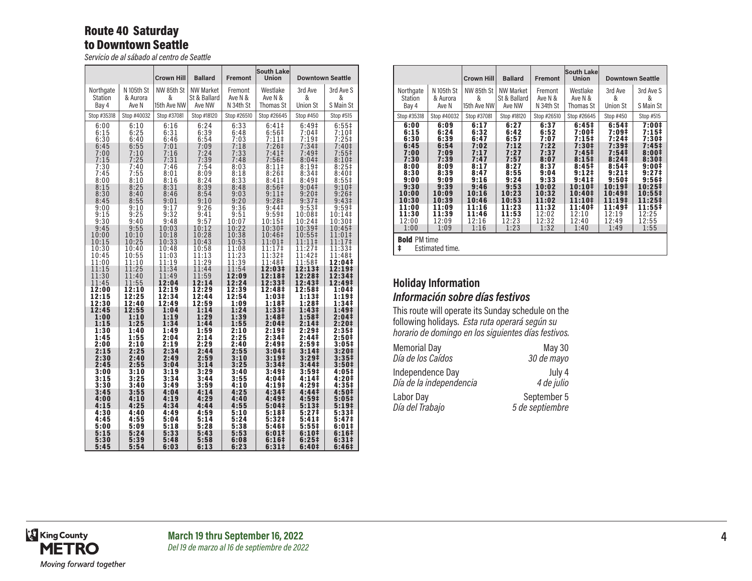## Route 40 Saturday
## to Downtown Seattle

*Servicio de al sábado al centro de Seattle*

| | | Crown Hill | Ballard | Fremont | South Lake Union | Downtown Seattle | |
|---|---|---|---|---|---|---|---|
| Northgate Station Bay 4 | N 105th St & Aurora Ave N | NW 85th St & 15th Ave NW | NW Market St & Ballard Ave NW | Fremont Ave N & N 34th St | Westlake Ave N & Thomas St | 3rd Ave & Union St | 3rd Ave S & S Main St |
| Stop #35318 | Stop #40032 | Stop #37081 | Stop #18120 | Stop #26510 | Stop #26645 | Stop #450 | Stop #515 |
| 6:00 | 6:10 | 6:16 | 6:24 | 6:33 | 6:41‡ | 6:49‡ | 6:55‡ |
| 6:15 | 6:25 | 6:31 | 6:39 | 6:48 | 6:56‡ | 7:04‡ | 7:10‡ |
| 6:30 | 6:40 | 6:46 | 6:54 | 7:03 | 7:11‡ | 7:19‡ | 7:25‡ |
| 6:45 | 6:55 | 7:01 | 7:09 | 7:18 | 7:26‡ | 7:34‡ | 7:40‡ |
| 7:00 | 7:10 | 7:16 | 7:24 | 7:33 | 7:41‡ | 7:49‡ | 7:55‡ |
| 7:15 | 7:25 | 7:31 | 7:39 | 7:48 | 7:56‡ | 8:04‡ | 8:10‡ |
| 7:30 | 7:40 | 7:46 | 7:54 | 8:03 | 8:11‡ | 8:19‡ | 8:25‡ |
| 7:45 | 7:55 | 8:01 | 8:09 | 8:18 | 8:26‡ | 8:34‡ | 8:40‡ |
| 8:00 | 8:10 | 8:16 | 8:24 | 8:33 | 8:41‡ | 8:49‡ | 8:55‡ |
| 8:15 | 8:25 | 8:31 | 8:39 | 8:48 | 8:56‡ | 9:04‡ | 9:10‡ |
| 8:30 | 8:40 | 8:46 | 8:54 | 9:03 | 9:11‡ | 9:20‡ | 9:26‡ |
| 8:45 | 8:55 | 9:01 | 9:10 | 9:20 | 9:28‡ | 9:37‡ | 9:43‡ |
| 9:00 | 9:10 | 9:17 | 9:26 | 9:36 | 9:44‡ | 9:53‡ | 9:59‡ |
| 9:15 | 9:25 | 9:32 | 9:41 | 9:51 | 9:59‡ | 10:08‡ | 10:14‡ |
| 9:30 | 9:40 | 9:48 | 9:57 | 10:07 | 10:15‡ | 10:24‡ | 10:30‡ |
| 9:45 | 9:55 | 10:03 | 10:12 | 10:22 | 10:30‡ | 10:39‡ | 10:45‡ |
| 10:00 | 10:10 | 10:18 | 10:28 | 10:38 | 10:46‡ | 10:55‡ | 11:01‡ |
| 10:15 | 10:25 | 10:33 | 10:43 | 10:53 | 11:01‡ | 11:11‡ | 11:17‡ |
| 10:30 | 10:40 | 10:48 | 10:58 | 11:08 | 11:17‡ | 11:27‡ | 11:33‡ |
| 10:45 | 10:55 | 11:03 | 11:13 | 11:23 | 11:32‡ | 11:42‡ | 11:48‡ |
| 11:00 | 11:10 | 11:19 | 11:29 | 11:39 | 11:48‡ | 11:58‡ | **12:04‡** |
| 11:15 | 11:25 | 11:34 | 11:44 | 11:54 | **12:03‡** | **12:13‡** | **12:19‡** |
| 11:30 | 11:40 | 11:49 | 11:59 | **12:09** | **12:18‡** | **12:28‡** | **12:34‡** |
| 11:45 | 11:55 | **12:04** | **12:14** | **12:24** | **12:33‡** | **12:43‡** | **12:49‡** |
| **12:00** | **12:10** | **12:19** | **12:29** | **12:39** | **12:48‡** | **12:58‡** | **1:04‡** |
| **12:15** | **12:25** | **12:34** | **12:44** | **12:54** | **1:03‡** | **1:13‡** | **1:19‡** |
| **12:30** | **12:40** | **12:49** | **12:59** | **1:09** | **1:18‡** | **1:28‡** | **1:34‡** |
| **12:45** | **12:55** | **1:04** | **1:14** | **1:24** | **1:33‡** | **1:43‡** | **1:49‡** |
| **1:00** | **1:10** | **1:19** | **1:29** | **1:39** | **1:48‡** | **1:58‡** | **2:04‡** |
| **1:15** | **1:25** | **1:34** | **1:44** | **1:55** | **2:04‡** | **2:14‡** | **2:20‡** |
| **1:30** | **1:40** | **1:49** | **1:59** | **2:10** | **2:19‡** | **2:29‡** | **2:35‡** |
| **1:45** | **1:55** | **2:04** | **2:14** | **2:25** | **2:34‡** | **2:44‡** | **2:50‡** |
| **2:00** | **2:10** | **2:19** | **2:29** | **2:40** | **2:49‡** | **2:59‡** | **3:05‡** |
| **2:15** | **2:25** | **2:34** | **2:44** | **2:55** | **3:04‡** | **3:14‡** | **3:20‡** |
| **2:30** | **2:40** | **2:49** | **2:59** | **3:10** | **3:19‡** | **3:29‡** | **3:35‡** |
| **2:45** | **2:55** | **3:04** | **3:14** | **3:25** | **3:34‡** | **3:44‡** | **3:50‡** |
| **3:00** | **3:10** | **3:19** | **3:29** | **3:40** | **3:49‡** | **3:59‡** | **4:05‡** |
| **3:15** | **3:25** | **3:34** | **3:44** | **3:55** | **4:04‡** | **4:14‡** | **4:20‡** |
| **3:30** | **3:40** | **3:49** | **3:59** | **4:10** | **4:19‡** | **4:29‡** | **4:35‡** |
| **3:45** | **3:55** | **4:04** | **4:14** | **4:25** | **4:34‡** | **4:44‡** | **4:50‡** |
| **4:00** | **4:10** | **4:19** | **4:29** | **4:40** | **4:49‡** | **4:59‡** | **5:05‡** |
| **4:15** | **4:25** | **4:34** | **4:44** | **4:55** | **5:04‡** | **5:13‡** | **5:19‡** |
| **4:30** | **4:40** | **4:49** | **4:59** | **5:10** | **5:18‡** | **5:27‡** | **5:33‡** |
| **4:45** | **4:55** | **5:04** | **5:14** | **5:24** | **5:32‡** | **5:41‡** | **5:47‡** |
| **5:00** | **5:09** | **5:18** | **5:28** | **5:38** | **5:46‡** | **5:55‡** | **6:01‡** |
| **5:15** | **5:24** | **5:33** | **5:43** | **5:53** | **6:01‡** | **6:10‡** | **6:16‡** |
| **5:30** | **5:39** | **5:48** | **5:58** | **6:08** | **6:16‡** | **6:25‡** | **6:31‡** |
| **5:45** | **5:54** | **6:03** | **6:13** | **6:23** | **6:31‡** | **6:40‡** | **6:46‡** |
| **6:00** | **6:09** | **6:17** | **6:27** | **6:37** | **6:45‡** | **6:54‡** | **7:00‡** |
| **6:15** | **6:24** | **6:32** | **6:42** | **6:52** | **7:00‡** | **7:09‡** | **7:15‡** |
| **6:30** | **6:39** | **6:47** | **6:57** | **7:07** | **7:15‡** | **7:24‡** | **7:30‡** |
| **6:45** | **6:54** | **7:02** | **7:12** | **7:22** | **7:30‡** | **7:39‡** | **7:45‡** |
| **7:00** | **7:09** | **7:17** | **7:27** | **7:37** | **7:45‡** | **7:54‡** | **8:00‡** |
| **7:30** | **7:39** | **7:47** | **7:57** | **8:07** | **8:15‡** | **8:24‡** | **8:30‡** |
| **8:00** | **8:09** | **8:17** | **8:27** | **8:37** | **8:45‡** | **8:54‡** | **9:00‡** |
| **8:30** | **8:39** | **8:47** | **8:55** | **9:04** | **9:12‡** | **9:21‡** | **9:27‡** |
| **9:00** | **9:09** | **9:16** | **9:24** | **9:33** | **9:41‡** | **9:50‡** | **9:56‡** |
| **9:30** | **9:39** | **9:46** | **9:53** | **10:02** | **10:10‡** | **10:19‡** | **10:25‡** |
| **10:00** | **10:09** | **10:16** | **10:23** | **10:32** | **10:40‡** | **10:49‡** | **10:55‡** |
| **10:30** | **10:39** | **10:46** | **10:53** | **11:02** | **11:10‡** | **11:19‡** | **11:25‡** |
| **11:00** | **11:09** | **11:16** | **11:23** | **11:32** | **11:40‡** | **11:49‡** | **11:55‡** |
| **11:30** | **11:39** | **11:46** | **11:53** | 12:02 | 12:10 | 12:19 | 12:25 |
| 12:00 | 12:09 | 12:16 | 12:23 | 12:32 | 12:40 | 12:49 | 12:55 |
| 1:00 | 1:09 | 1:16 | 1:23 | 1:32 | 1:40 | 1:49 | 1:55 |

**Bold** PM time

‡ Estimated time.

## Holiday Information
### *Información sobre días festivos*

This route will operate its Sunday schedule on the following holidays. *Esta ruta operará según su horario de domingo en los siguientes días festivos.*

| | |
|---|---|
| Memorial Day<br>*Día de los Caídos* | May 30<br>*30 de mayo* |
| Independence Day<br>*Día de la independencia* | July 4<br>*4 de julio* |
| Labor Day<br>*Día del Trabajo* | September 5<br>*5 de septiembre* |

King County METRO
*Moving forward together*

**March 19 thru September 16, 2022**
*Del 19 de marzo al 16 de septiembre de 2022*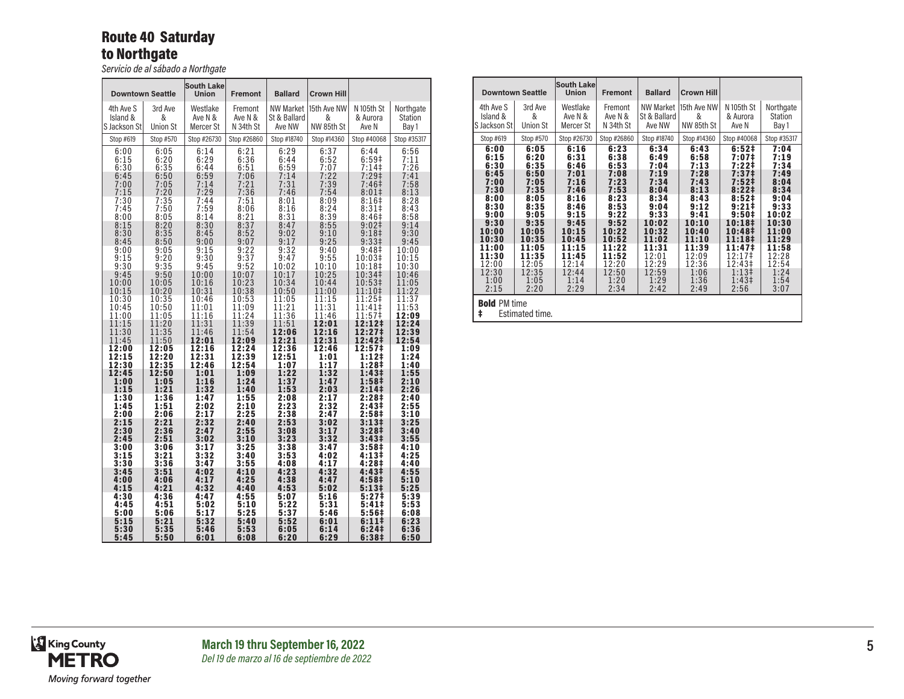## Route 40 Saturday
## to Northgate

*Servicio de al sábado a Northgate*

| Downtown Seattle | | South Lake Union | Fremont | Ballard | Crown Hill | | |
|---|---|---|---|---|---|---|---|
| 4th Ave S Island & S Jackson St | 3rd Ave & Union St | Westlake Ave N & Mercer St | Fremont Ave N & N 34th St | NW Market St & Ballard Ave NW | 15th Ave NW & NW 85th St | N 105th St & Aurora Ave N | Northgate Station Bay 1 |
| Stop #619 | Stop #570 | Stop #26730 | Stop #26860 | Stop #18740 | Stop #14360 | Stop #40068 | Stop #35317 |
| 6:00 | 6:05 | 6:14 | 6:21 | 6:29 | 6:37 | 6:44 | 6:56 |
| 6:15 | 6:20 | 6:29 | 6:36 | 6:44 | 6:52 | 6:59‡ | 7:11 |
| 6:30 | 6:35 | 6:44 | 6:51 | 6:59 | 7:07 | 7:14‡ | 7:26 |
| 6:45 | 6:50 | 6:59 | 7:06 | 7:14 | 7:22 | 7:29‡ | 7:41 |
| 7:00 | 7:05 | 7:14 | 7:21 | 7:31 | 7:39 | 7:46‡ | 7:58 |
| 7:15 | 7:20 | 7:29 | 7:36 | 7:46 | 7:54 | 8:01‡ | 8:13 |
| 7:30 | 7:35 | 7:44 | 7:51 | 8:01 | 8:09 | 8:16‡ | 8:28 |
| 7:45 | 7:50 | 7:59 | 8:06 | 8:16 | 8:24 | 8:31‡ | 8:43 |
| 8:00 | 8:05 | 8:14 | 8:21 | 8:31 | 8:39 | 8:46‡ | 8:58 |
| 8:15 | 8:20 | 8:30 | 8:37 | 8:47 | 8:55 | 9:02‡ | 9:14 |
| 8:30 | 8:35 | 8:45 | 8:52 | 9:02 | 9:10 | 9:18‡ | 9:30 |
| 8:45 | 8:50 | 9:00 | 9:07 | 9:17 | 9:25 | 9:33‡ | 9:45 |
| 9:00 | 9:05 | 9:15 | 9:22 | 9:32 | 9:40 | 9:48‡ | 10:00 |
| 9:15 | 9:20 | 9:30 | 9:37 | 9:47 | 9:55 | 10:03‡ | 10:15 |
| 9:30 | 9:35 | 9:45 | 9:52 | 10:02 | 10:10 | 10:18‡ | 10:30 |
| 9:45 | 9:50 | 10:00 | 10:07 | 10:17 | 10:25 | 10:34‡ | 10:46 |
| 10:00 | 10:05 | 10:16 | 10:23 | 10:34 | 10:44 | 10:53‡ | 11:05 |
| 10:15 | 10:20 | 10:31 | 10:38 | 10:50 | 11:00 | 11:10‡ | 11:22 |
| 10:30 | 10:35 | 10:46 | 10:53 | 11:05 | 11:15 | 11:25‡ | 11:37 |
| 10:45 | 10:50 | 11:01 | 11:09 | 11:21 | 11:31 | 11:41‡ | 11:53 |
| 11:00 | 11:05 | 11:16 | 11:24 | 11:36 | 11:46 | 11:57‡ | **12:09** |
| 11:15 | 11:20 | 11:31 | 11:39 | 11:51 | **12:01** | **12:12‡** | **12:24** |
| 11:30 | 11:35 | 11:46 | 11:54 | **12:06** | **12:16** | **12:27‡** | **12:39** |
| 11:45 | 11:50 | **12:01** | **12:09** | **12:21** | **12:31** | **12:42‡** | **12:54** |
| **12:00** | **12:05** | **12:16** | **12:24** | **12:36** | **12:46** | **12:57‡** | **1:09** |
| **12:15** | **12:20** | **12:31** | **12:39** | **12:51** | **1:01** | **1:12‡** | **1:24** |
| **12:30** | **12:35** | **12:46** | **12:54** | **1:07** | **1:17** | **1:28‡** | **1:40** |
| **12:45** | **12:50** | **1:01** | **1:09** | **1:22** | **1:32** | **1:43‡** | **1:55** |
| **1:00** | **1:05** | **1:16** | **1:24** | **1:37** | **1:47** | **1:58‡** | **2:10** |
| **1:15** | **1:21** | **1:32** | **1:40** | **1:53** | **2:03** | **2:14‡** | **2:26** |
| **1:30** | **1:36** | **1:47** | **1:55** | **2:08** | **2:17** | **2:28‡** | **2:40** |
| **1:45** | **1:51** | **2:02** | **2:10** | **2:23** | **2:32** | **2:43‡** | **2:55** |
| **2:00** | **2:06** | **2:17** | **2:25** | **2:38** | **2:47** | **2:58‡** | **3:10** |
| **2:15** | **2:21** | **2:32** | **2:40** | **2:53** | **3:02** | **3:13‡** | **3:25** |
| **2:30** | **2:36** | **2:47** | **2:55** | **3:08** | **3:17** | **3:28‡** | **3:40** |
| **2:45** | **2:51** | **3:02** | **3:10** | **3:23** | **3:32** | **3:43‡** | **3:55** |
| **3:00** | **3:06** | **3:17** | **3:25** | **3:38** | **3:47** | **3:58‡** | **4:10** |
| **3:15** | **3:21** | **3:32** | **3:40** | **3:53** | **4:02** | **4:13‡** | **4:25** |
| **3:30** | **3:36** | **3:47** | **3:55** | **4:08** | **4:17** | **4:28‡** | **4:40** |
| **3:45** | **3:51** | **4:02** | **4:10** | **4:23** | **4:32** | **4:43‡** | **4:55** |
| **4:00** | **4:06** | **4:17** | **4:25** | **4:38** | **4:47** | **4:58‡** | **5:10** |
| **4:15** | **4:21** | **4:32** | **4:40** | **4:53** | **5:02** | **5:13‡** | **5:25** |
| **4:30** | **4:36** | **4:47** | **4:55** | **5:07** | **5:16** | **5:27‡** | **5:39** |
| **4:45** | **4:51** | **5:02** | **5:10** | **5:22** | **5:31** | **5:41‡** | **5:53** |
| **5:00** | **5:06** | **5:17** | **5:25** | **5:37** | **5:46** | **5:56‡** | **6:08** |
| **5:15** | **5:21** | **5:32** | **5:40** | **5:52** | **6:01** | **6:11‡** | **6:23** |
| **5:30** | **5:35** | **5:46** | **5:53** | **6:05** | **6:14** | **6:24‡** | **6:36** |
| **5:45** | **5:50** | **6:01** | **6:08** | **6:20** | **6:29** | **6:38‡** | **6:50** |
| **6:00** | **6:05** | **6:16** | **6:23** | **6:34** | **6:43** | **6:52‡** | **7:04** |
| **6:15** | **6:20** | **6:31** | **6:38** | **6:49** | **6:58** | **7:07‡** | **7:19** |
| **6:30** | **6:35** | **6:46** | **6:53** | **7:04** | **7:13** | **7:22‡** | **7:34** |
| **6:45** | **6:50** | **7:01** | **7:08** | **7:19** | **7:28** | **7:37‡** | **7:49** |
| **7:00** | **7:05** | **7:16** | **7:23** | **7:34** | **7:43** | **7:52‡** | **8:04** |
| **7:30** | **7:35** | **7:46** | **7:53** | **8:04** | **8:13** | **8:22‡** | **8:34** |
| **8:00** | **8:05** | **8:16** | **8:23** | **8:34** | **8:43** | **8:52‡** | **9:04** |
| **8:30** | **8:35** | **8:46** | **8:53** | **9:04** | **9:12** | **9:21‡** | **9:33** |
| **9:00** | **9:05** | **9:15** | **9:22** | **9:33** | **9:41** | **9:50‡** | **10:02** |
| **9:30** | **9:35** | **9:45** | **9:52** | **10:02** | **10:10** | **10:18‡** | **10:30** |
| **10:00** | **10:05** | **10:15** | **10:22** | **10:32** | **10:40** | **10:48‡** | **11:00** |
| **10:30** | **10:35** | **10:45** | **10:52** | **11:02** | **11:10** | **11:18‡** | **11:29** |
| **11:00** | **11:05** | **11:15** | **11:22** | **11:31** | **11:39** | **11:47‡** | **11:58** |
| **11:30** | **11:35** | **11:45** | **11:52** | 12:01 | 12:09 | 12:17‡ | 12:28 |
| 12:00 | 12:05 | 12:14 | 12:20 | 12:29 | 12:36 | 12:43‡ | 12:54 |
| 12:30 | 12:35 | 12:44 | 12:50 | 12:59 | 1:06 | 1:13‡ | 1:24 |
| 1:00 | 1:05 | 1:14 | 1:20 | 1:29 | 1:36 | 1:43‡ | 1:54 |
| 2:15 | 2:20 | 2:29 | 2:34 | 2:42 | 2:49 | 2:56 | 3:07 |

**Bold** PM time
‡ Estimated time.

King County METRO
*Moving forward together*

**March 19 thru September 16, 2022**
*Del 19 de marzo al 16 de septiembre de 2022*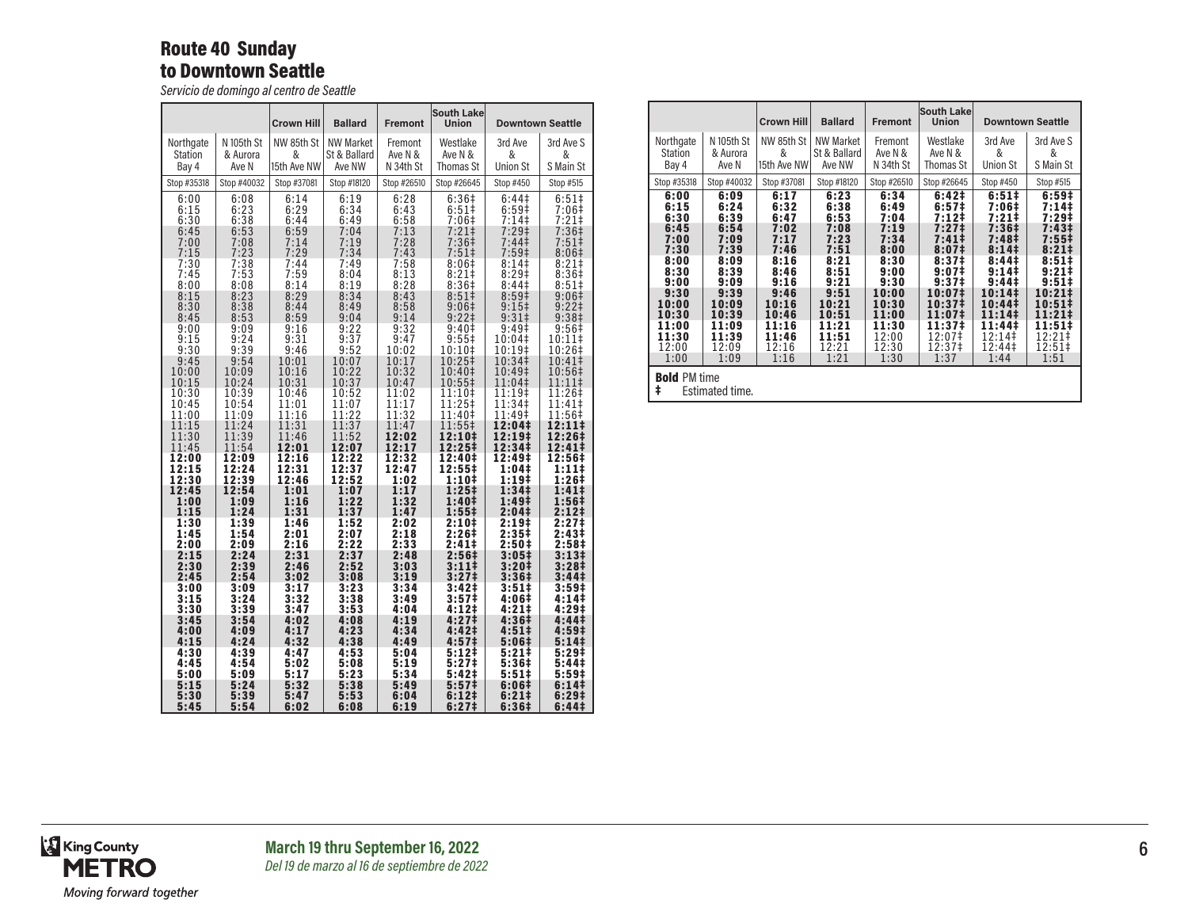## Route 40 Sunday
## to Downtown Seattle

*Servicio de domingo al centro de Seattle*

| | | Crown Hill | Ballard | Fremont | South Lake Union | Downtown Seattle | |
|---|---|---|---|---|---|---|---|
| Northgate Station Bay 4 | N 105th St & Aurora Ave N | NW 85th St & 15th Ave NW | NW Market St & Ballard Ave NW | Fremont Ave N & N 34th St | Westlake Ave N & Thomas St | 3rd Ave & Union St | 3rd Ave S & S Main St |
| Stop #35318 | Stop #40032 | Stop #37081 | Stop #18120 | Stop #26510 | Stop #26645 | Stop #450 | Stop #515 |
| 6:00 | 6:08 | 6:14 | 6:19 | 6:28 | 6:36‡ | 6:44‡ | 6:51‡ |
| 6:15 | 6:23 | 6:29 | 6:34 | 6:43 | 6:51‡ | 6:59‡ | 7:06‡ |
| 6:30 | 6:38 | 6:44 | 6:49 | 6:58 | 7:06‡ | 7:14‡ | 7:21‡ |
| 6:45 | 6:53 | 6:59 | 7:04 | 7:13 | 7:21‡ | 7:29‡ | 7:36‡ |
| 7:00 | 7:08 | 7:14 | 7:19 | 7:28 | 7:36‡ | 7:44‡ | 7:51‡ |
| 7:15 | 7:23 | 7:29 | 7:34 | 7:43 | 7:51‡ | 7:59‡ | 8:06‡ |
| 7:30 | 7:38 | 7:44 | 7:49 | 7:58 | 8:06‡ | 8:14‡ | 8:21‡ |
| 7:45 | 7:53 | 7:59 | 8:04 | 8:13 | 8:21‡ | 8:29‡ | 8:36‡ |
| 8:00 | 8:08 | 8:14 | 8:19 | 8:28 | 8:36‡ | 8:44‡ | 8:51‡ |
| 8:15 | 8:23 | 8:29 | 8:34 | 8:43 | 8:51‡ | 8:59‡ | 9:06‡ |
| 8:30 | 8:38 | 8:44 | 8:49 | 8:58 | 9:06‡ | 9:15‡ | 9:22‡ |
| 8:45 | 8:53 | 8:59 | 9:04 | 9:14 | 9:22‡ | 9:31‡ | 9:38‡ |
| 9:00 | 9:09 | 9:16 | 9:22 | 9:32 | 9:40‡ | 9:49‡ | 9:56‡ |
| 9:15 | 9:24 | 9:31 | 9:37 | 9:47 | 9:55‡ | 10:04‡ | 10:11‡ |
| 9:30 | 9:39 | 9:46 | 9:52 | 10:02 | 10:10‡ | 10:19‡ | 10:26‡ |
| 9:45 | 9:54 | 10:01 | 10:07 | 10:17 | 10:25‡ | 10:34‡ | 10:41‡ |
| 10:00 | 10:09 | 10:16 | 10:22 | 10:32 | 10:40‡ | 10:49‡ | 10:56‡ |
| 10:15 | 10:24 | 10:31 | 10:37 | 10:47 | 10:55‡ | 11:04‡ | 11:11‡ |
| 10:30 | 10:39 | 10:46 | 10:52 | 11:02 | 11:10‡ | 11:19‡ | 11:26‡ |
| 10:45 | 10:54 | 11:01 | 11:07 | 11:17 | 11:25‡ | 11:34‡ | 11:41‡ |
| 11:00 | 11:09 | 11:16 | 11:22 | 11:32 | 11:40‡ | 11:49‡ | 11:56‡ |
| 11:15 | 11:24 | 11:31 | 11:37 | 11:47 | 11:55‡ | **12:04‡** | **12:11‡** |
| 11:30 | 11:39 | 11:46 | 11:52 | **12:02** | **12:10‡** | **12:19‡** | **12:26‡** |
| 11:45 | 11:54 | **12:01** | **12:07** | **12:17** | **12:25‡** | **12:34‡** | **12:41‡** |
| **12:00** | **12:09** | **12:16** | **12:22** | **12:32** | **12:40‡** | **12:49‡** | **12:56‡** |
| **12:15** | **12:24** | **12:31** | **12:37** | **12:47** | **12:55‡** | **1:04‡** | **1:11‡** |
| **12:30** | **12:39** | **12:46** | **12:52** | **1:02** | **1:10‡** | **1:19‡** | **1:26‡** |
| **12:45** | **12:54** | **1:01** | **1:07** | **1:17** | **1:25‡** | **1:34‡** | **1:41‡** |
| **1:00** | **1:09** | **1:16** | **1:22** | **1:32** | **1:40‡** | **1:49‡** | **1:56‡** |
| **1:15** | **1:24** | **1:31** | **1:37** | **1:47** | **1:55‡** | **2:04‡** | **2:12‡** |
| **1:30** | **1:39** | **1:46** | **1:52** | **2:02** | **2:10‡** | **2:19‡** | **2:27‡** |
| **1:45** | **1:54** | **2:01** | **2:07** | **2:18** | **2:26‡** | **2:35‡** | **2:43‡** |
| **2:00** | **2:09** | **2:16** | **2:22** | **2:33** | **2:41‡** | **2:50‡** | **2:58‡** |
| **2:15** | **2:24** | **2:31** | **2:37** | **2:48** | **2:56‡** | **3:05‡** | **3:13‡** |
| **2:30** | **2:39** | **2:46** | **2:52** | **3:03** | **3:11‡** | **3:20‡** | **3:28‡** |
| **2:45** | **2:54** | **3:02** | **3:08** | **3:19** | **3:27‡** | **3:36‡** | **3:44‡** |
| **3:00** | **3:09** | **3:17** | **3:23** | **3:34** | **3:42‡** | **3:51‡** | **3:59‡** |
| **3:15** | **3:24** | **3:32** | **3:38** | **3:49** | **3:57‡** | **4:06‡** | **4:14‡** |
| **3:30** | **3:39** | **3:47** | **3:53** | **4:04** | **4:12‡** | **4:21‡** | **4:29‡** |
| **3:45** | **3:54** | **4:02** | **4:08** | **4:19** | **4:27‡** | **4:36‡** | **4:44‡** |
| **4:00** | **4:09** | **4:17** | **4:23** | **4:34** | **4:42‡** | **4:51‡** | **4:59‡** |
| **4:15** | **4:24** | **4:32** | **4:38** | **4:49** | **4:57‡** | **5:06‡** | **5:14‡** |
| **4:30** | **4:39** | **4:47** | **4:53** | **5:04** | **5:12‡** | **5:21‡** | **5:29‡** |
| **4:45** | **4:54** | **5:02** | **5:08** | **5:19** | **5:27‡** | **5:36‡** | **5:44‡** |
| **5:00** | **5:09** | **5:17** | **5:23** | **5:34** | **5:42‡** | **5:51‡** | **5:59‡** |
| **5:15** | **5:24** | **5:32** | **5:38** | **5:49** | **5:57‡** | **6:06‡** | **6:14‡** |
| **5:30** | **5:39** | **5:47** | **5:53** | **6:04** | **6:12‡** | **6:21‡** | **6:29‡** |
| **5:45** | **5:54** | **6:02** | **6:08** | **6:19** | **6:27‡** | **6:36‡** | **6:44‡** |
| **6:00** | **6:09** | **6:17** | **6:23** | **6:34** | **6:42‡** | **6:51‡** | **6:59‡** |
| **6:15** | **6:24** | **6:32** | **6:38** | **6:49** | **6:57‡** | **7:06‡** | **7:14‡** |
| **6:30** | **6:39** | **6:47** | **6:53** | **7:04** | **7:12‡** | **7:21‡** | **7:29‡** |
| **6:45** | **6:54** | **7:02** | **7:08** | **7:19** | **7:27‡** | **7:36‡** | **7:43‡** |
| **7:00** | **7:09** | **7:17** | **7:23** | **7:34** | **7:41‡** | **7:48‡** | **7:55‡** |
| **7:30** | **7:39** | **7:46** | **7:51** | **8:00** | **8:07‡** | **8:14‡** | **8:21‡** |
| **8:00** | **8:09** | **8:16** | **8:21** | **8:30** | **8:37‡** | **8:44‡** | **8:51‡** |
| **8:30** | **8:39** | **8:46** | **8:51** | **9:00** | **9:07‡** | **9:14‡** | **9:21‡** |
| **9:00** | **9:09** | **9:16** | **9:21** | **9:30** | **9:37‡** | **9:44‡** | **9:51‡** |
| **9:30** | **9:39** | **9:46** | **9:51** | **10:00** | **10:07‡** | **10:14‡** | **10:21‡** |
| **10:00** | **10:09** | **10:16** | **10:21** | **10:30** | **10:37‡** | **10:44‡** | **10:51‡** |
| **10:30** | **10:39** | **10:46** | **10:51** | **11:00** | **11:07‡** | **11:14‡** | **11:21‡** |
| **11:00** | **11:09** | **11:16** | **11:21** | **11:30** | **11:37‡** | **11:44‡** | **11:51‡** |
| **11:30** | **11:39** | **11:46** | **11:51** | 12:00 | 12:07‡ | 12:14‡ | 12:21‡ |
| 12:00 | 12:09 | 12:16 | 12:21 | 12:30 | 12:37‡ | 12:44‡ | 12:51‡ |
| 1:00 | 1:09 | 1:16 | 1:21 | 1:30 | 1:37 | 1:44 | 1:51 |

**Bold** PM time
‡ Estimated time.

**March 19 thru September 16, 2022**
*Del 19 de marzo al 16 de septiembre de 2022*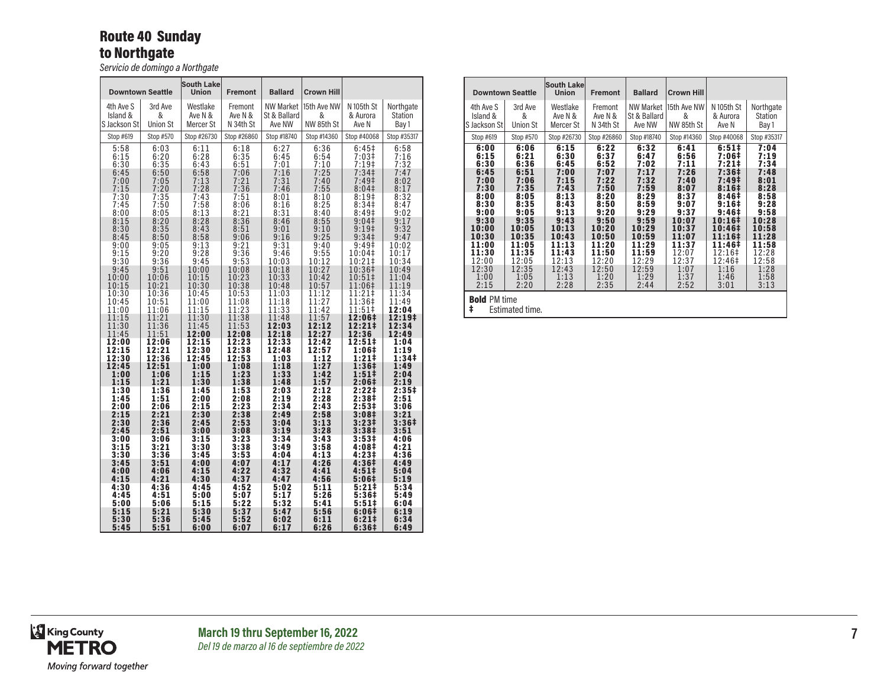# Route 40 Sunday
## to Northgate

*Servicio de domingo a Northgate*

| Downtown Seattle | | South Lake Union | Fremont | Ballard | Crown Hill | | |
|---|---|---|---|---|---|---|---|
| 4th Ave S Island & S Jackson St | 3rd Ave & Union St | Westlake Ave N & Mercer St | Fremont Ave N & N 34th St | NW Market St & Ballard Ave NW | 15th Ave NW & NW 85th St | N 105th St & Aurora Ave N | Northgate Station Bay 1 |
| Stop #619 | Stop #570 | Stop #26730 | Stop #26860 | Stop #18740 | Stop #14360 | Stop #40068 | Stop #35317 |
| 5:58 | 6:03 | 6:11 | 6:18 | 6:27 | 6:36 | 6:45‡ | 6:58 |
| 6:15 | 6:20 | 6:28 | 6:35 | 6:45 | 6:54 | 7:03‡ | 7:16 |
| 6:30 | 6:35 | 6:43 | 6:51 | 7:01 | 7:10 | 7:19‡ | 7:32 |
| 6:45 | 6:50 | 6:58 | 7:06 | 7:16 | 7:25 | 7:34‡ | 7:47 |
| 7:00 | 7:05 | 7:13 | 7:21 | 7:31 | 7:40 | 7:49‡ | 8:02 |
| 7:15 | 7:20 | 7:28 | 7:36 | 7:46 | 7:55 | 8:04‡ | 8:17 |
| 7:30 | 7:35 | 7:43 | 7:51 | 8:01 | 8:10 | 8:19‡ | 8:32 |
| 7:45 | 7:50 | 7:58 | 8:06 | 8:16 | 8:25 | 8:34‡ | 8:47 |
| 8:00 | 8:05 | 8:13 | 8:21 | 8:31 | 8:40 | 8:49‡ | 9:02 |
| 8:15 | 8:20 | 8:28 | 8:36 | 8:46 | 8:55 | 9:04‡ | 9:17 |
| 8:30 | 8:35 | 8:43 | 8:51 | 9:01 | 9:10 | 9:19‡ | 9:32 |
| 8:45 | 8:50 | 8:58 | 9:06 | 9:16 | 9:25 | 9:34‡ | 9:47 |
| 9:00 | 9:05 | 9:13 | 9:21 | 9:31 | 9:40 | 9:49‡ | 10:02 |
| 9:15 | 9:20 | 9:28 | 9:36 | 9:46 | 9:55 | 10:04‡ | 10:17 |
| 9:30 | 9:36 | 9:45 | 9:53 | 10:03 | 10:12 | 10:21‡ | 10:34 |
| 9:45 | 9:51 | 10:00 | 10:08 | 10:18 | 10:27 | 10:36‡ | 10:49 |
| 10:00 | 10:06 | 10:15 | 10:23 | 10:33 | 10:42 | 10:51‡ | 11:04 |
| 10:15 | 10:21 | 10:30 | 10:38 | 10:48 | 10:57 | 11:06‡ | 11:19 |
| 10:30 | 10:36 | 10:45 | 10:53 | 11:03 | 11:12 | 11:21‡ | 11:34 |
| 10:45 | 10:51 | 11:00 | 11:08 | 11:18 | 11:27 | 11:36‡ | 11:49 |
| 11:00 | 11:06 | 11:15 | 11:23 | 11:33 | 11:42 | 11:51‡ | **12:04** |
| 11:15 | 11:21 | 11:30 | 11:38 | 11:48 | 11:57 | **12:06‡** | **12:19‡** |
| 11:30 | 11:36 | 11:45 | 11:53 | **12:03** | **12:12** | **12:21‡** | **12:34** |
| 11:45 | 11:51 | **12:00** | **12:08** | **12:18** | **12:27** | **12:36** | **12:49** |
| **12:00** | **12:06** | **12:15** | **12:23** | **12:33** | **12:42** | **12:51‡** | **1:04** |
| **12:15** | **12:21** | **12:30** | **12:38** | **12:48** | **12:57** | **1:06‡** | **1:19** |
| **12:30** | **12:36** | **12:45** | **12:53** | **1:03** | **1:12** | **1:21‡** | **1:34‡** |
| **12:45** | **12:51** | **1:00** | **1:08** | **1:18** | **1:27** | **1:36‡** | **1:49** |
| **1:00** | **1:06** | **1:15** | **1:23** | **1:33** | **1:42** | **1:51‡** | **2:04** |
| **1:15** | **1:21** | **1:30** | **1:38** | **1:48** | **1:57** | **2:06‡** | **2:19** |
| **1:30** | **1:36** | **1:45** | **1:53** | **2:03** | **2:12** | **2:22‡** | **2:35‡** |
| **1:45** | **1:51** | **2:00** | **2:08** | **2:19** | **2:28** | **2:38‡** | **2:51** |
| **2:00** | **2:06** | **2:15** | **2:23** | **2:34** | **2:43** | **2:53‡** | **3:06** |
| **2:15** | **2:21** | **2:30** | **2:38** | **2:49** | **2:58** | **3:08‡** | **3:21** |
| **2:30** | **2:36** | **2:45** | **2:53** | **3:04** | **3:13** | **3:23‡** | **3:36‡** |
| **2:45** | **2:51** | **3:00** | **3:08** | **3:19** | **3:28** | **3:38‡** | **3:51** |
| **3:00** | **3:06** | **3:15** | **3:23** | **3:34** | **3:43** | **3:53‡** | **4:06** |
| **3:15** | **3:21** | **3:30** | **3:38** | **3:49** | **3:58** | **4:08‡** | **4:21** |
| **3:30** | **3:36** | **3:45** | **3:53** | **4:04** | **4:13** | **4:23‡** | **4:36** |
| **3:45** | **3:51** | **4:00** | **4:07** | **4:17** | **4:26** | **4:36‡** | **4:49** |
| **4:00** | **4:06** | **4:15** | **4:22** | **4:32** | **4:41** | **4:51‡** | **5:04** |
| **4:15** | **4:21** | **4:30** | **4:37** | **4:47** | **4:56** | **5:06‡** | **5:19** |
| **4:30** | **4:36** | **4:45** | **4:52** | **5:02** | **5:11** | **5:21‡** | **5:34** |
| **4:45** | **4:51** | **5:00** | **5:07** | **5:17** | **5:26** | **5:36‡** | **5:49** |
| **5:00** | **5:06** | **5:15** | **5:22** | **5:32** | **5:41** | **5:51‡** | **6:04** |
| **5:15** | **5:21** | **5:30** | **5:37** | **5:47** | **5:56** | **6:06‡** | **6:19** |
| **5:30** | **5:36** | **5:45** | **5:52** | **6:02** | **6:11** | **6:21‡** | **6:34** |
| **5:45** | **5:51** | **6:00** | **6:07** | **6:17** | **6:26** | **6:36‡** | **6:49** |

| Downtown Seattle | | South Lake Union | Fremont | Ballard | Crown Hill | | |
|---|---|---|---|---|---|---|---|
| 4th Ave S Island & S Jackson St | 3rd Ave & Union St | Westlake Ave N & Mercer St | Fremont Ave N & N 34th St | NW Market St & Ballard Ave NW | 15th Ave NW & NW 85th St | N 105th St & Aurora Ave N | Northgate Station Bay 1 |
| Stop #619 | Stop #570 | Stop #26730 | Stop #26860 | Stop #18740 | Stop #14360 | Stop #40068 | Stop #35317 |
| **6:00** | **6:06** | **6:15** | **6:22** | **6:32** | **6:41** | **6:51‡** | **7:04** |
| **6:15** | **6:21** | **6:30** | **6:37** | **6:47** | **6:56** | **7:06‡** | **7:19** |
| **6:30** | **6:36** | **6:45** | **6:52** | **7:02** | **7:11** | **7:21‡** | **7:34** |
| **6:45** | **6:51** | **7:00** | **7:07** | **7:17** | **7:26** | **7:36‡** | **7:48** |
| **7:00** | **7:06** | **7:15** | **7:22** | **7:32** | **7:40** | **7:49‡** | **8:01** |
| **7:30** | **7:35** | **7:43** | **7:50** | **7:59** | **8:07** | **8:16‡** | **8:28** |
| **8:00** | **8:05** | **8:13** | **8:20** | **8:29** | **8:37** | **8:46‡** | **8:58** |
| **8:30** | **8:35** | **8:43** | **8:50** | **8:59** | **9:07** | **9:16‡** | **9:28** |
| **9:00** | **9:05** | **9:13** | **9:20** | **9:29** | **9:37** | **9:46‡** | **9:58** |
| **9:30** | **9:35** | **9:43** | **9:50** | **9:59** | **10:07** | **10:16‡** | **10:28** |
| **10:00** | **10:05** | **10:13** | **10:20** | **10:29** | **10:37** | **10:46‡** | **10:58** |
| **10:30** | **10:35** | **10:43** | **10:50** | **10:59** | **11:07** | **11:16‡** | **11:28** |
| **11:00** | **11:05** | **11:13** | **11:20** | **11:29** | **11:37** | **11:46‡** | **11:58** |
| **11:30** | **11:35** | **11:43** | **11:50** | **11:59** | 12:07 | 12:16‡ | 12:28 |
| 12:00 | 12:05 | 12:13 | 12:20 | 12:29 | 12:37 | 12:46‡ | 12:58 |
| 12:30 | 12:35 | 12:43 | 12:50 | 12:59 | 1:07 | 1:16 | 1:28 |
| 1:00 | 1:05 | 1:13 | 1:20 | 1:29 | 1:37 | 1:46 | 1:58 |
| 2:15 | 2:20 | 2:28 | 2:35 | 2:44 | 2:52 | 3:01 | 3:13 |

**Bold** PM time

‡ Estimated time.

**March 19 thru September 16, 2022**

*Del 19 de marzo al 16 de septiembre de 2022*